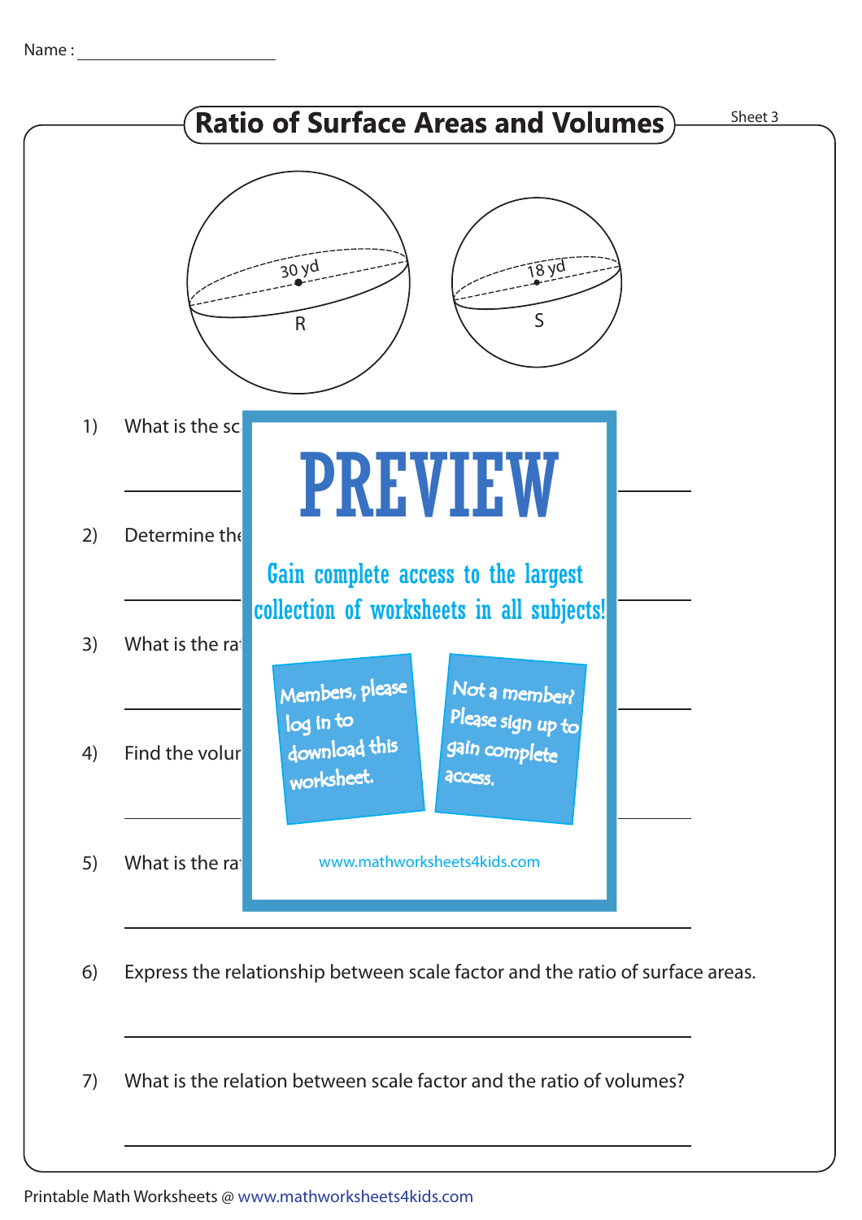Name : ____________________

# Ratio of Surface Areas and Volumes

Sheet 3

R: 30 yd

S: 18 yd

1) What is the sc

2) Determine the

3) What is the ra

4) Find the volur

5) What is the ra

PREVIEW

Gain complete access to the largest collection of worksheets in all subjects!

Members, please log in to download this worksheet.

Not a member? Please sign up to gain complete access.

www.mathworksheets4kids.com

6) Express the relationship between scale factor and the ratio of surface areas.

7) What is the relation between scale factor and the ratio of volumes?

Printable Math Worksheets @ www.mathworksheets4kids.com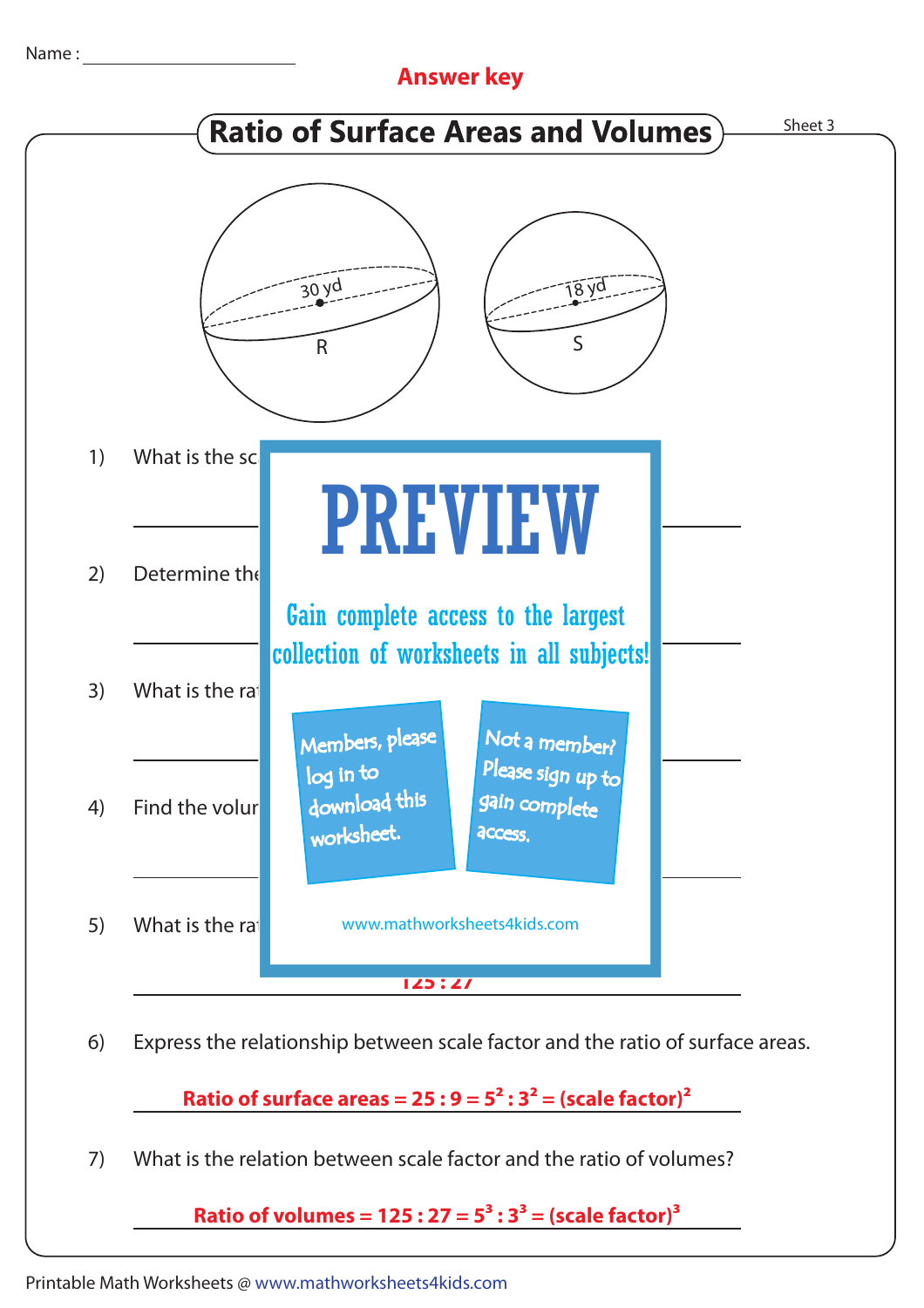Name :

**Answer key**

# Ratio of Surface Areas and Volumes

Sheet 3

30 yd

R

18 yd

S

1) What is the sc

2) Determine the

3) What is the ra

4) Find the volur

5) What is the ra

**125 : 27**

PREVIEW

Gain complete access to the largest collection of worksheets in all subjects!

Members, please log in to download this worksheet.

Not a member? Please sign up to gain complete access.

www.mathworksheets4kids.com

6) Express the relationship between scale factor and the ratio of surface areas.

**Ratio of surface areas = 25 : 9 = $5^2 : 3^2$ = (scale factor)$^2$**

7) What is the relation between scale factor and the ratio of volumes?

**Ratio of volumes = 125 : 27 = $5^3 : 3^3$ = (scale factor)$^3$**

Printable Math Worksheets @ www.mathworksheets4kids.com